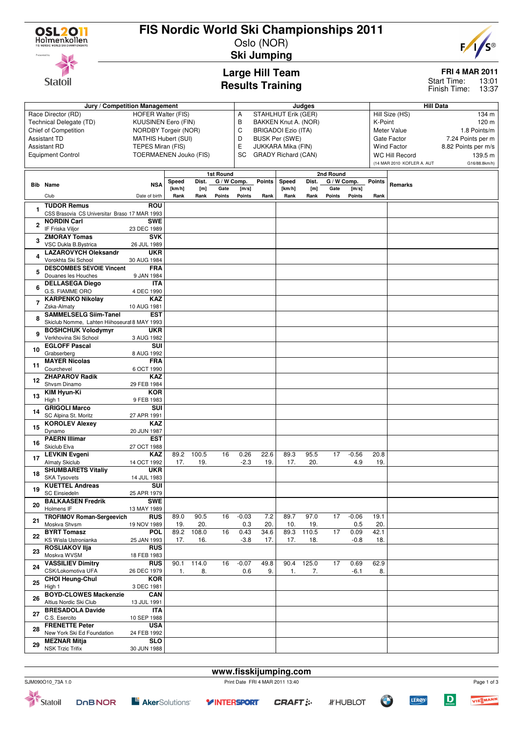# FIS Nordic World Ski Championships 2011

Oslo (NOR)

## Ski Jumping

### Large Hill Team
### Results Training

**FRI 4 MAR 2011**
Start Time: 13:01
Finish Time: 13:37

| Jury / Competition Management | | Judges | | Hill Data | |
|---|---|---|---|---|---|
| Race Director (RD) | HOFER Walter (FIS) | A | STAHLHUT Erik (GER) | Hill Size (HS) | 134 m |
| Technical Delegate (TD) | KUUSINEN Eero (FIN) | B | BAKKEN Knut A. (NOR) | K-Point | 120 m |
| Chief of Competition | NORDBY Torgeir (NOR) | C | BRIGADOI Ezio (ITA) | Meter Value | 1.8 Points/m |
| Assistant TD | MATHIS Hubert (SUI) | D | BUSK Per (SWE) | Gate Factor | 7.24 Points per m |
| Assistant RD | TEPES Miran (FIS) | E | JUKKARA Mika (FIN) | Wind Factor | 8.82 Points per m/s |
| Equipment Control | TOERMAENEN Jouko (FIS) | SC | GRADY Richard (CAN) | WC Hill Record | 139.5 m |
| | | | | (14 MAR 2010 KOFLER A. AUT) | G16/88.8km/h) |

| Bib | Name / Club | NSA / Date of birth | 1st Round Speed [km/h] / Rank | Dist. [m] / Rank | Gate / Points | W Comp. [m/s] / Points | Points / Rank | 2nd Round Speed [km/h] / Rank | Dist. [m] / Rank | Gate / Points | W Comp. [m/s] / Points | Points / Rank | Remarks |
|---|---|---|---|---|---|---|---|---|---|---|---|---|---|
| 1 | TUDOR Remus / CSS Brasovia CS Universitar Braso | ROU / 17 MAR 1993 | | | | | | | | | | | |
| 2 | NORDIN Carl / IF Friska Viljor | SWE / 23 DEC 1989 | | | | | | | | | | | |
| 3 | ZMORAY Tomas / VSC Dukla B.Bystrica | SVK / 26 JUL 1989 | | | | | | | | | | | |
| 4 | LAZAROVYCH Oleksandr / Vorokhta Ski School | UKR / 30 AUG 1984 | | | | | | | | | | | |
| 5 | DESCOMBES SEVOIE Vincent / Douanes les Houches | FRA / 9 JAN 1984 | | | | | | | | | | | |
| 6 | DELLASEGA Diego / G.S. FIAMME ORO | ITA / 4 DEC 1990 | | | | | | | | | | | |
| 7 | KARPENKO Nikolay / Zska-Almaty | KAZ / 10 AUG 1981 | | | | | | | | | | | |
| 8 | SAMMELSELG Siim-Tanel / Skiclub Nomme, Lahten Hiihoseura | EST / 18 MAY 1993 | | | | | | | | | | | |
| 9 | BOSHCHUK Volodymyr / Verkhovina Ski School | UKR / 3 AUG 1982 | | | | | | | | | | | |
| 10 | EGLOFF Pascal / Grabserberg | SUI / 8 AUG 1992 | | | | | | | | | | | |
| 11 | MAYER Nicolas / Courchevel | FRA / 6 OCT 1990 | | | | | | | | | | | |
| 12 | ZHAPAROV Radik / Shvsm Dinamo | KAZ / 29 FEB 1984 | | | | | | | | | | | |
| 13 | KIM Hyun-Ki / High 1 | KOR / 9 FEB 1983 | | | | | | | | | | | |
| 14 | GRIGOLI Marco / SC Alpina St. Moritz | SUI / 27 APR 1991 | | | | | | | | | | | |
| 15 | KOROLEV Alexey / Dynamo | KAZ / 20 JUN 1987 | | | | | | | | | | | |
| 16 | PAERN Illimar / Skiclub Elva | EST / 27 OCT 1988 | | | | | | | | | | | |
| 17 | LEVKIN Evgeni / Almaty Skiclub | KAZ / 14 OCT 1992 | 89.2 / 17. | 100.5 / 19. | 16 | 0.26 / -2.3 | 22.6 / 19. | 89.3 / 17. | 95.5 / 20. | 17 | -0.56 / 4.9 | 20.8 / 19. | |
| 18 | SHUMBARETS Vitaliy / SKA Tysovets | UKR / 14 JUL 1983 | | | | | | | | | | | |
| 19 | KUETTEL Andreas / SC Einsiedeln | SUI / 25 APR 1979 | | | | | | | | | | | |
| 20 | BALKAASEN Fredrik / Holmens IF | SWE / 13 MAY 1989 | | | | | | | | | | | |
| 21 | TROFIMOV Roman-Sergeevich / Moskva Shvsm | RUS / 19 NOV 1989 | 89.0 / 19. | 90.5 / 20. | 16 | -0.03 / 0.3 | 7.2 / 20. | 89.7 / 10. | 97.0 / 19. | 17 | -0.06 / 0.5 | 19.1 / 20. | |
| 22 | BYRT Tomasz / KS Wisla Ustronianka | POL / 25 JAN 1993 | 89.2 / 17. | 108.0 / 16. | 16 | 0.43 / -3.8 | 34.6 / 17. | 89.3 / 17. | 110.5 / 18. | 17 | 0.09 / -0.8 | 42.1 / 18. | |
| 23 | ROSLIAKOV Ilja / Moskva WVSM | RUS / 18 FEB 1983 | | | | | | | | | | | |
| 24 | VASSILIEV Dimitry / CSK/Lokomotiva UFA | RUS / 26 DEC 1979 | 90.1 / 1. | 114.0 / 8. | 16 | -0.07 / 0.6 | 49.8 / 9. | 90.4 / 1. | 125.0 / 7. | 17 | 0.69 / -6.1 | 62.9 / 8. | |
| 25 | CHOI Heung-Chul / High 1 | KOR / 3 DEC 1981 | | | | | | | | | | | |
| 26 | BOYD-CLOWES Mackenzie / Altius Nordic Ski Club | CAN / 13 JUL 1991 | | | | | | | | | | | |
| 27 | BRESADOLA Davide / C.S. Esercito | ITA / 10 SEP 1988 | | | | | | | | | | | |
| 28 | FRENETTE Peter / New York Ski Ed Foundation | USA / 24 FEB 1992 | | | | | | | | | | | |
| 29 | MEZNAR Mitja / NSK Trzic Trifix | SLO / 30 JUN 1988 | | | | | | | | | | | |

www.fisskijumping.com

SJM090O10_73A 1.0 Print Date FRI 4 MAR 2011 13:40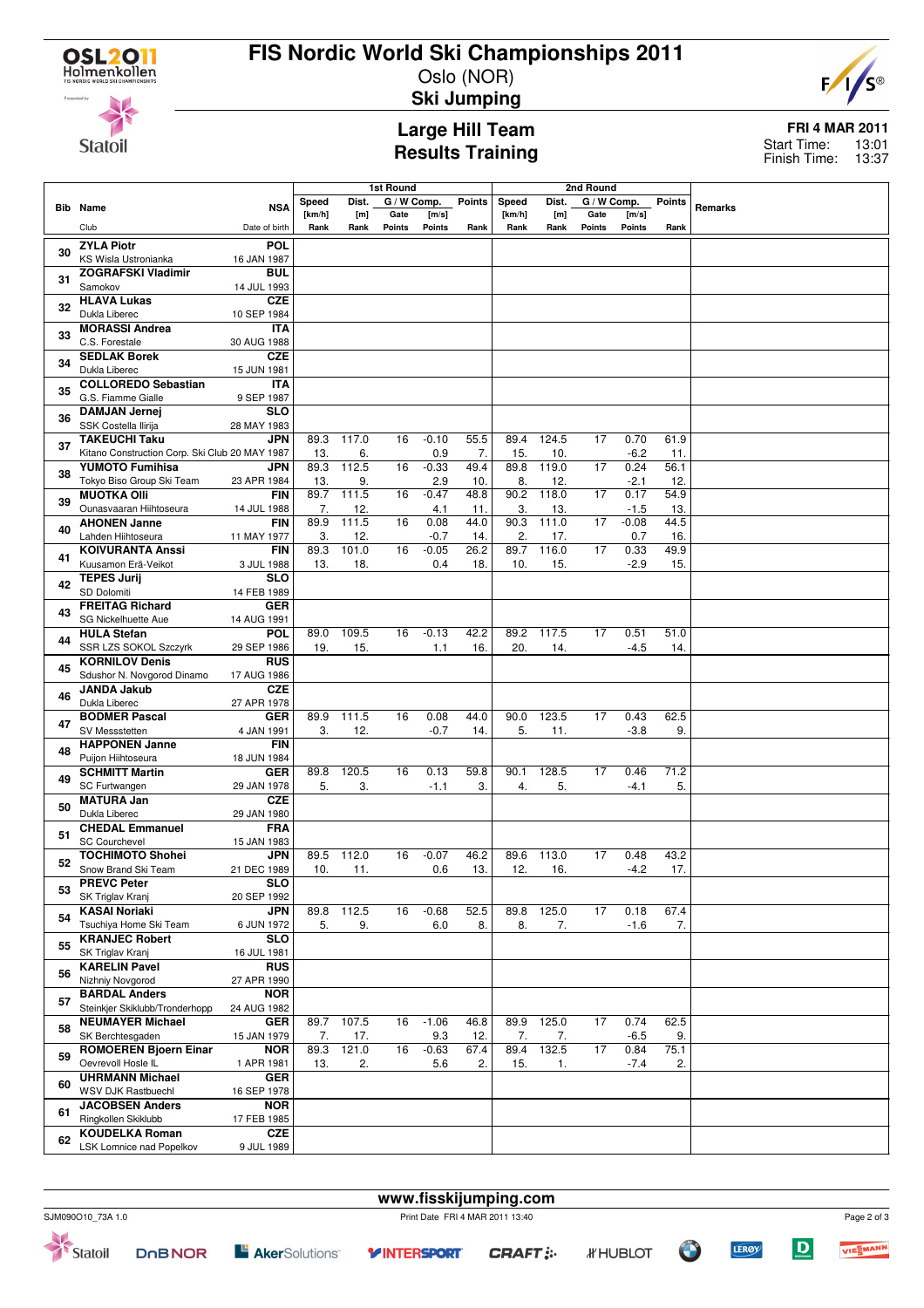# FIS Nordic World Ski Championships 2011

Oslo (NOR)

## Ski Jumping

### Large Hill Team
### Results Training

FRI 4 MAR 2011
Start Time: 13:01
Finish Time: 13:37

| Bib | Name / Club | NSA / Date of birth | 1st Round Speed [km/h] / Rank | Dist. [m] / Rank | Gate / Points | W Comp. [m/s] / Points | Points / Rank | 2nd Round Speed [km/h] / Rank | Dist. [m] / Rank | Gate / Points | W Comp. [m/s] / Points | Points / Rank | Remarks |
|---|---|---|---|---|---|---|---|---|---|---|---|---|---|
| 30 | ZYLA Piotr / KS Wisla Ustronianka | POL / 16 JAN 1987 | | | | | | | | | | | |
| 31 | ZOGRAFSKI Vladimir / Samokov | BUL / 14 JUL 1993 | | | | | | | | | | | |
| 32 | HLAVA Lukas / Dukla Liberec | CZE / 10 SEP 1984 | | | | | | | | | | | |
| 33 | MORASSI Andrea / C.S. Forestale | ITA / 30 AUG 1988 | | | | | | | | | | | |
| 34 | SEDLAK Borek / Dukla Liberec | CZE / 15 JUN 1981 | | | | | | | | | | | |
| 35 | COLLOREDO Sebastian / G.S. Fiamme Gialle | ITA / 9 SEP 1987 | | | | | | | | | | | |
| 36 | DAMJAN Jernej / SSK Costella Ilirija | SLO / 28 MAY 1983 | | | | | | | | | | | |
| 37 | TAKEUCHI Taku / Kitano Construction Corp. Ski Club | JPN / 20 MAY 1987 | 89.3 / 13. | 117.0 / 6. | 16 | -0.10 / 0.9 | 55.5 / 7. | 89.4 / 15. | 124.5 / 10. | 17 | 0.70 / -6.2 | 61.9 / 11. | |
| 38 | YUMOTO Fumihisa / Tokyo Biso Group Ski Team | JPN / 23 APR 1984 | 89.3 / 13. | 112.5 / 9. | 16 | -0.33 / 2.9 | 49.4 / 10. | 89.8 / 8. | 119.0 / 12. | 17 | 0.24 / -2.1 | 56.1 / 12. | |
| 39 | MUOTKA Olli / Ounasvaaran Hiihtoseura | FIN / 14 JUL 1988 | 89.7 / 7. | 111.5 / 12. | 16 | -0.47 / 4.1 | 48.8 / 11. | 90.2 / 3. | 118.0 / 13. | 17 | 0.17 / -1.5 | 54.9 / 13. | |
| 40 | AHONEN Janne / Lahden Hiihtoseura | FIN / 11 MAY 1977 | 89.9 / 3. | 111.5 / 12. | 16 | 0.08 / -0.7 | 44.0 / 14. | 90.3 / 2. | 111.0 / 17. | 17 | -0.08 / 0.7 | 44.5 / 16. | |
| 41 | KOIVURANTA Anssi / Kuusamon Erä-Veikot | FIN / 3 JUL 1988 | 89.3 / 13. | 101.0 / 18. | 16 | -0.05 / 0.4 | 26.2 / 18. | 89.7 / 10. | 116.0 / 15. | 17 | 0.33 / -2.9 | 49.9 / 15. | |
| 42 | TEPES Jurij / SD Dolomiti | SLO / 14 FEB 1989 | | | | | | | | | | | |
| 43 | FREITAG Richard / SG Nickelhuette Aue | GER / 14 AUG 1991 | | | | | | | | | | | |
| 44 | HULA Stefan / SSR LZS SOKOL Szczyrk | POL / 29 SEP 1986 | 89.0 / 19. | 109.5 / 15. | 16 | -0.13 / 1.1 | 42.2 / 16. | 89.2 / 20. | 117.5 / 14. | 17 | 0.51 / -4.5 | 51.0 / 14. | |
| 45 | KORNILOV Denis / Sdushor N. Novgorod Dinamo | RUS / 17 AUG 1986 | | | | | | | | | | | |
| 46 | JANDA Jakub / Dukla Liberec | CZE / 27 APR 1978 | | | | | | | | | | | |
| 47 | BODMER Pascal / SV Messstetten | GER / 4 JAN 1991 | 89.9 / 3. | 111.5 / 12. | 16 | 0.08 / -0.7 | 44.0 / 14. | 90.0 / 5. | 123.5 / 11. | 17 | 0.43 / -3.8 | 62.5 / 9. | |
| 48 | HAPPONEN Janne / Puijon Hiihtoseura | FIN / 18 JUN 1984 | | | | | | | | | | | |
| 49 | SCHMITT Martin / SC Furtwangen | GER / 29 JAN 1978 | 89.8 / 5. | 120.5 / 3. | 16 | 0.13 / -1.1 | 59.8 / 3. | 90.1 / 4. | 128.5 / 5. | 17 | 0.46 / -4.1 | 71.2 / 5. | |
| 50 | MATURA Jan / Dukla Liberec | CZE / 29 JAN 1980 | | | | | | | | | | | |
| 51 | CHEDAL Emmanuel / SC Courchevel | FRA / 15 JAN 1983 | | | | | | | | | | | |
| 52 | TOCHIMOTO Shohei / Snow Brand Ski Team | JPN / 21 DEC 1989 | 89.5 / 10. | 112.0 / 11. | 16 | -0.07 / 0.6 | 46.2 / 13. | 89.6 / 12. | 113.0 / 16. | 17 | 0.48 / -4.2 | 43.2 / 17. | |
| 53 | PREVC Peter / SK Triglav Kranj | SLO / 20 SEP 1992 | | | | | | | | | | | |
| 54 | KASAI Noriaki / Tsuchiya Home Ski Team | JPN / 6 JUN 1972 | 89.8 / 5. | 112.5 / 9. | 16 | -0.68 / 6.0 | 52.5 / 8. | 89.8 / 8. | 125.0 / 7. | 17 | 0.18 / -1.6 | 67.4 / 7. | |
| 55 | KRANJEC Robert / SK Triglav Kranj | SLO / 16 JUL 1981 | | | | | | | | | | | |
| 56 | KARELIN Pavel / Nizhniy Novgorod | RUS / 27 APR 1990 | | | | | | | | | | | |
| 57 | BARDAL Anders / Steinkjer Skiklubb/Tronderhopp | NOR / 24 AUG 1982 | | | | | | | | | | | |
| 58 | NEUMAYER Michael / SK Berchtesgaden | GER / 15 JAN 1979 | 89.7 / 7. | 107.5 / 17. | 16 | -1.06 / 9.3 | 46.8 / 12. | 89.9 / 7. | 125.0 / 7. | 17 | 0.74 / -6.5 | 62.5 / 9. | |
| 59 | ROMOEREN Bjoern Einar / Oevrevoll Hosle IL | NOR / 1 APR 1981 | 89.3 / 13. | 121.0 / 2. | 16 | -0.63 / 5.6 | 67.4 / 2. | 89.4 / 15. | 132.5 / 1. | 17 | 0.84 / -7.4 | 75.1 / 2. | |
| 60 | UHRMANN Michael / WSV DJK Rastbuechl | GER / 16 SEP 1978 | | | | | | | | | | | |
| 61 | JACOBSEN Anders / Ringkollen Skiklubb | NOR / 17 FEB 1985 | | | | | | | | | | | |
| 62 | KOUDELKA Roman / LSK Lomnice nad Popelkov | CZE / 9 JUL 1989 | | | | | | | | | | | |

www.fisskijumping.com

SJM090O10_73A 1.0 — Print Date FRI 4 MAR 2011 13:40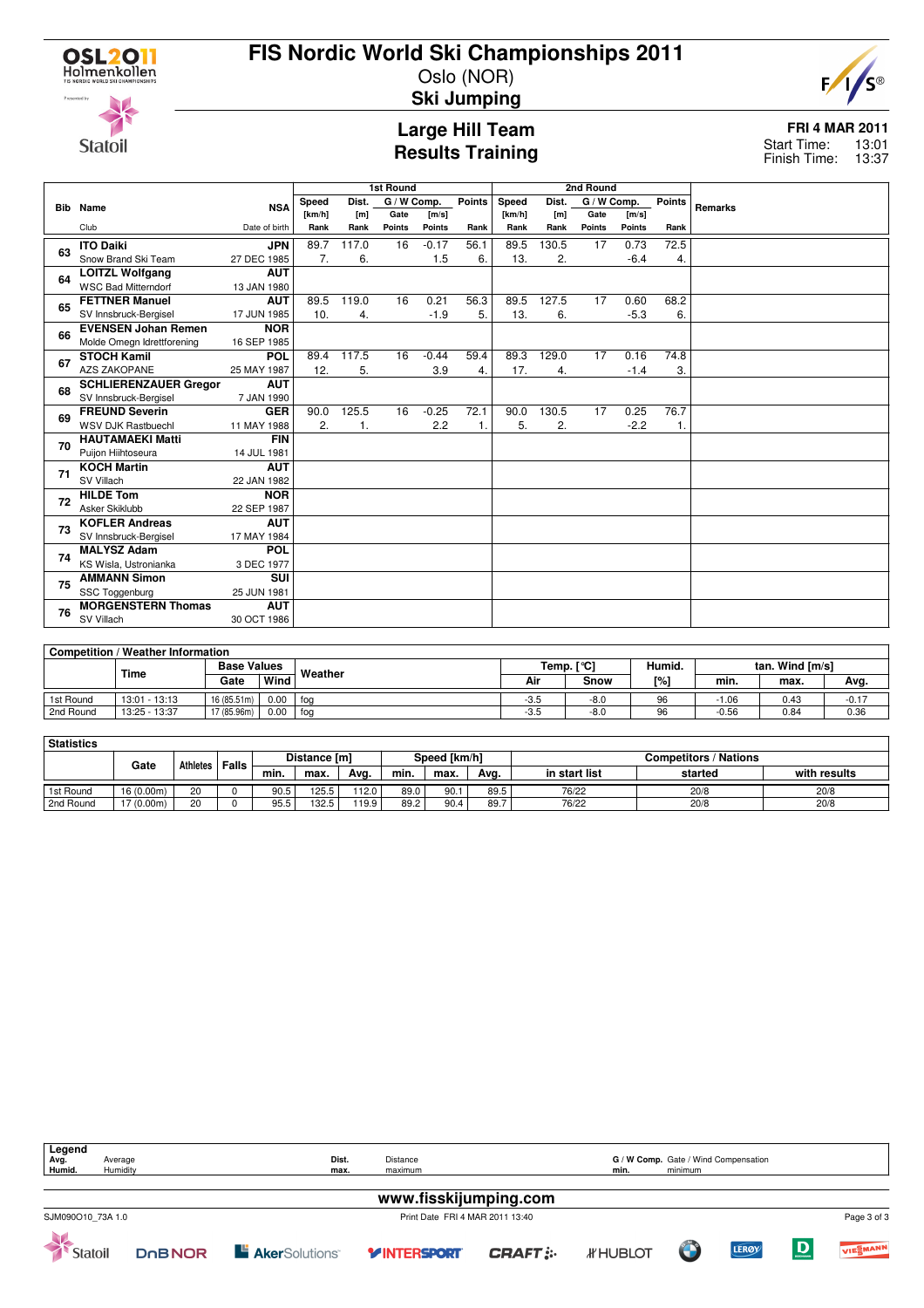# FIS Nordic World Ski Championships 2011

Oslo (NOR)

**Ski Jumping**

## Large Hill Team
## Results Training

**FRI 4 MAR 2011**
Start Time: 13:01
Finish Time: 13:37

| Bib | Name / Club | NSA / Date of birth | 1st Round Speed [km/h] / Rank | Dist. [m] / Rank | G / W Comp. Gate / Points | [m/s] / Points | Points / Rank | 2nd Round Speed [km/h] / Rank | Dist. [m] / Rank | G / W Comp. Gate / Points | [m/s] / Points | Points / Rank | Remarks |
|---|---|---|---|---|---|---|---|---|---|---|---|---|---|
| 63 | **ITO Daiki** Snow Brand Ski Team | **JPN** 27 DEC 1985 | 89.7 / 7. | 117.0 / 6. | 16 | -0.17 / 1.5 | 56.1 / 6. | 89.5 / 13. | 130.5 / 2. | 17 | 0.73 / -6.4 | 72.5 / 4. | |
| 64 | **LOITZL Wolfgang** WSC Bad Mitterndorf | **AUT** 13 JAN 1980 | | | | | | | | | | | |
| 65 | **FETTNER Manuel** SV Innsbruck-Bergisel | **AUT** 17 JUN 1985 | 89.5 / 10. | 119.0 / 4. | 16 | 0.21 / -1.9 | 56.3 / 5. | 89.5 / 13. | 127.5 / 6. | 17 | 0.60 / -5.3 | 68.2 / 6. | |
| 66 | **EVENSEN Johan Remen** Molde Omegn Idrettforening | **NOR** 16 SEP 1985 | | | | | | | | | | | |
| 67 | **STOCH Kamil** AZS ZAKOPANE | **POL** 25 MAY 1987 | 89.4 / 12. | 117.5 / 5. | 16 | -0.44 / 3.9 | 59.4 / 4. | 89.3 / 17. | 129.0 / 4. | 17 | 0.16 / -1.4 | 74.8 / 3. | |
| 68 | **SCHLIERENZAUER Gregor** SV Innsbruck-Bergisel | **AUT** 7 JAN 1990 | | | | | | | | | | | |
| 69 | **FREUND Severin** WSV DJK Rastbuechl | **GER** 11 MAY 1988 | 90.0 / 2. | 125.5 / 1. | 16 | -0.25 / 2.2 | 72.1 / 1. | 90.0 / 5. | 130.5 / 2. | 17 | 0.25 / -2.2 | 76.7 / 1. | |
| 70 | **HAUTAMAEKI Matti** Puijon Hiihtoseura | **FIN** 14 JUL 1981 | | | | | | | | | | | |
| 71 | **KOCH Martin** SV Villach | **AUT** 22 JAN 1982 | | | | | | | | | | | |
| 72 | **HILDE Tom** Asker Skiklubb | **NOR** 22 SEP 1987 | | | | | | | | | | | |
| 73 | **KOFLER Andreas** SV Innsbruck-Bergisel | **AUT** 17 MAY 1984 | | | | | | | | | | | |
| 74 | **MALYSZ Adam** KS Wisla, Ustronianka | **POL** 3 DEC 1977 | | | | | | | | | | | |
| 75 | **AMMANN Simon** SSC Toggenburg | **SUI** 25 JUN 1981 | | | | | | | | | | | |
| 76 | **MORGENSTERN Thomas** SV Villach | **AUT** 30 OCT 1986 | | | | | | | | | | | |

### Competition / Weather Information

| | Time | Base Values Gate | Base Values Wind | Weather | Temp. [°C] Air | Temp. [°C] Snow | Humid. [%] | tan. Wind [m/s] min. | max. | Avg. |
|---|---|---|---|---|---|---|---|---|---|---|
| 1st Round | 13:01 - 13:13 | 16 (85.51m) | 0.00 | fog | -3.5 | -8.0 | 96 | -1.06 | 0.43 | -0.17 |
| 2nd Round | 13:25 - 13:37 | 17 (85.96m) | 0.00 | fog | -3.5 | -8.0 | 96 | -0.56 | 0.84 | 0.36 |

### Statistics

| | Gate | Athletes | Falls | Distance [m] min. | max. | Avg. | Speed [km/h] min. | max. | Avg. | Competitors / Nations in start list | started | with results |
|---|---|---|---|---|---|---|---|---|---|---|---|---|
| 1st Round | 16 (0.00m) | 20 | 0 | 90.5 | 125.5 | 112.0 | 89.0 | 90.1 | 89.5 | 76/22 | 20/8 | 20/8 |
| 2nd Round | 17 (0.00m) | 20 | 0 | 95.5 | 132.5 | 119.9 | 89.2 | 90.4 | 89.7 | 76/22 | 20/8 | 20/8 |

**Legend**

| | | | | | |
|---|---|---|---|---|---|
| **Avg.** | Average | **Dist.** | Distance | **G / W Comp.** | Gate / Wind Compensation |
| **Humid.** | Humidity | **max.** | maximum | **min.** | minimum |

www.fisskijumping.com

SJM090O10_73A 1.0 Print Date FRI 4 MAR 2011 13:40